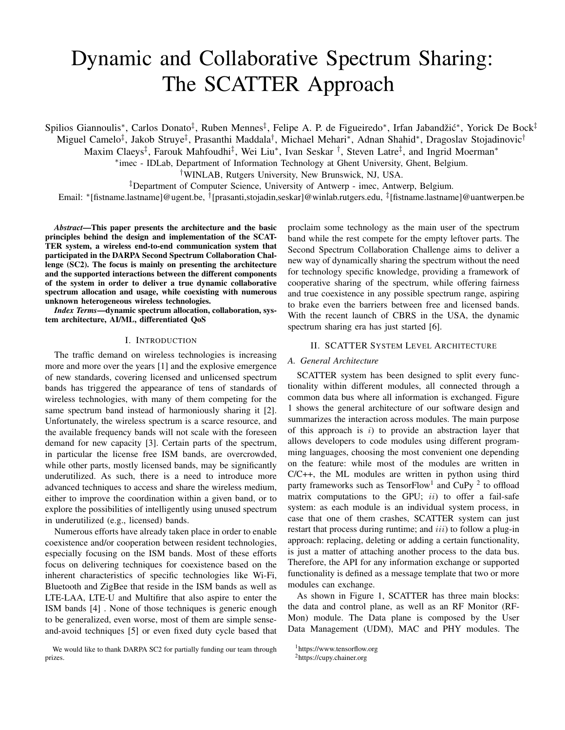# Dynamic and Collaborative Spectrum Sharing: The SCATTER Approach

Spilios Giannoulis*, Carlos Donato‡, Ruben Mennes‡, Felipe A. P. de Figueiredo*, Irfan Jabandžić*, Yorick De Bock‡ Miguel Camelo‡, Jakob Struye‡, Prasanthi Maddala†, Michael Mehari*, Adnan Shahid*, Dragoslav Stojadinovic† Maxim Claeys‡, Farouk Mahfoudhi‡, Wei Liu*, Ivan Seskar †, Steven Latre‡, and Ingrid Moerman*

*imec - IDLab, Department of Information Technology at Ghent University, Ghent, Belgium.

†WINLAB, Rutgers University, New Brunswick, NJ, USA.

‡Department of Computer Science, University of Antwerp - imec, Antwerp, Belgium.

Email: *[fistname.lastname]@ugent.be, †[prasanti,stojadin,seskar]@winlab.rutgers.edu, ‡[fistname.lastname]@uantwerpen.be

***Abstract*—This paper presents the architecture and the basic principles behind the design and implementation of the SCATTER system, a wireless end-to-end communication system that participated in the DARPA Second Spectrum Collaboration Challenge (SC2). The focus is mainly on presenting the architecture and the supported interactions between the different components of the system in order to deliver a true dynamic collaborative spectrum allocation and usage, while coexisting with numerous unknown heterogeneous wireless technologies.**

***Index Terms*—dynamic spectrum allocation, collaboration, system architecture, AI/ML, differentiated QoS**

## I. Introduction

The traffic demand on wireless technologies is increasing more and more over the years [1] and the explosive emergence of new standards, covering licensed and unlicensed spectrum bands has triggered the appearance of tens of standards of wireless technologies, with many of them competing for the same spectrum band instead of harmoniously sharing it [2]. Unfortunately, the wireless spectrum is a scarce resource, and the available frequency bands will not scale with the foreseen demand for new capacity [3]. Certain parts of the spectrum, in particular the license free ISM bands, are overcrowded, while other parts, mostly licensed bands, may be significantly underutilized. As such, there is a need to introduce more advanced techniques to access and share the wireless medium, either to improve the coordination within a given band, or to explore the possibilities of intelligently using unused spectrum in underutilized (e.g., licensed) bands.

Numerous efforts have already taken place in order to enable coexistence and/or cooperation between resident technologies, especially focusing on the ISM bands. Most of these efforts focus on delivering techniques for coexistence based on the inherent characteristics of specific technologies like Wi-Fi, Bluetooth and ZigBee that reside in the ISM bands as well as LTE-LAA, LTE-U and Multifire that also aspire to enter the ISM bands [4] . None of those techniques is generic enough to be generalized, even worse, most of them are simple sense-and-avoid techniques [5] or even fixed duty cycle based that proclaim some technology as the main user of the spectrum band while the rest compete for the empty leftover parts. The Second Spectrum Collaboration Challenge aims to deliver a new way of dynamically sharing the spectrum without the need for technology specific knowledge, providing a framework of cooperative sharing of the spectrum, while offering fairness and true coexistence in any possible spectrum range, aspiring to brake even the barriers between free and licensed bands. With the recent launch of CBRS in the USA, the dynamic spectrum sharing era has just started [6].

We would like to thank DARPA SC2 for partially funding our team through prizes.

## II. SCATTER System Level Architecture

### A. General Architecture

SCATTER system has been designed to split every functionality within different modules, all connected through a common data bus where all information is exchanged. Figure 1 shows the general architecture of our software design and summarizes the interaction across modules. The main purpose of this approach is *i*) to provide an abstraction layer that allows developers to code modules using different programming languages, choosing the most convenient one depending on the feature: while most of the modules are written in C/C++, the ML modules are written in python using third party frameworks such as TensorFlow[1] and CuPy [2] to offload matrix computations to the GPU; *ii*) to offer a fail-safe system: as each module is an individual system process, in case that one of them crashes, SCATTER system can just restart that process during runtime; and *iii*) to follow a plug-in approach: replacing, deleting or adding a certain functionality, is just a matter of attaching another process to the data bus. Therefore, the API for any information exchange or supported functionality is defined as a message template that two or more modules can exchange.

As shown in Figure 1, SCATTER has three main blocks: the data and control plane, as well as an RF Monitor (RF-Mon) module. The Data plane is composed by the User Data Management (UDM), MAC and PHY modules. The

[1] https://www.tensorflow.org

[2] https://cupy.chainer.org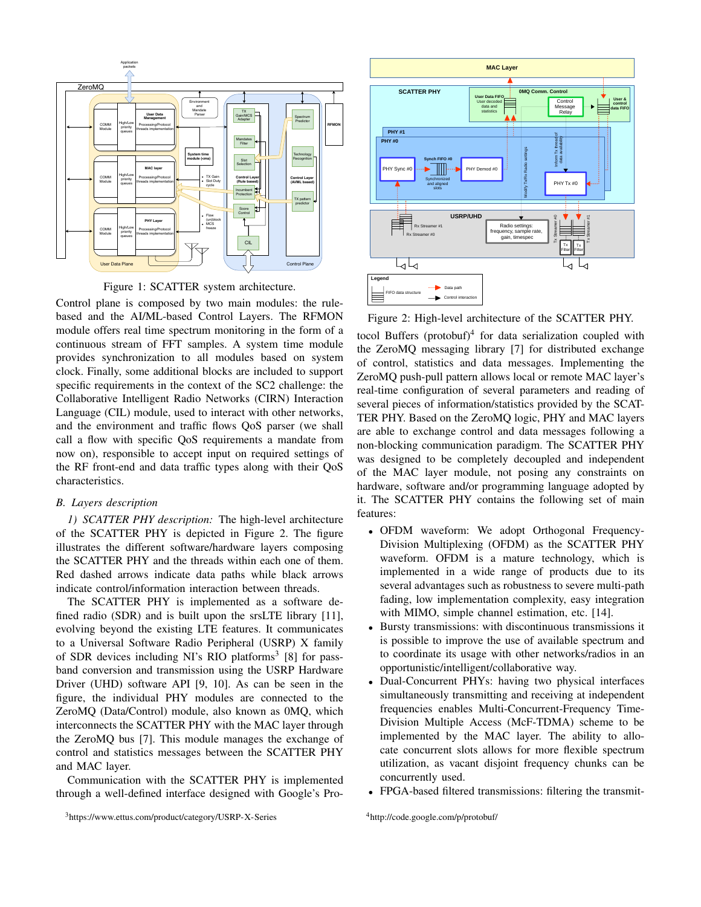Figure 1: SCATTER system architecture.

Control plane is composed by two main modules: the rule-based and the AI/ML-based Control Layers. The RFMON module offers real time spectrum monitoring in the form of a continuous stream of FFT samples. A system time module provides synchronization to all modules based on system clock. Finally, some additional blocks are included to support specific requirements in the context of the SC2 challenge: the Collaborative Intelligent Radio Networks (CIRN) Interaction Language (CIL) module, used to interact with other networks, and the environment and traffic flows QoS parser (we shall call a flow with specific QoS requirements a mandate from now on), responsible to accept input on required settings of the RF front-end and data traffic types along with their QoS characteristics.

### B. Layers description

*1) SCATTER PHY description:* The high-level architecture of the SCATTER PHY is depicted in Figure 2. The figure illustrates the different software/hardware layers composing the SCATTER PHY and the threads within each one of them. Red dashed arrows indicate data paths while black arrows indicate control/information interaction between threads.

The SCATTER PHY is implemented as a software defined radio (SDR) and is built upon the srsLTE library [11], evolving beyond the existing LTE features. It communicates to a Universal Software Radio Peripheral (USRP) X family of SDR devices including NI's RIO platforms[3] [8] for passband conversion and transmission using the USRP Hardware Driver (UHD) software API [9, 10]. As can be seen in the figure, the individual PHY modules are connected to the ZeroMQ (Data/Control) module, also known as 0MQ, which interconnects the SCATTER PHY with the MAC layer through the ZeroMQ bus [7]. This module manages the exchange of control and statistics messages between the SCATTER PHY and MAC layer.

Communication with the SCATTER PHY is implemented through a well-defined interface designed with Google's Protocol Buffers (protobuf)[4] for data serialization coupled with the ZeroMQ messaging library [7] for distributed exchange of control, statistics and data messages. Implementing the ZeroMQ push-pull pattern allows local or remote MAC layer's real-time configuration of several parameters and reading of several pieces of information/statistics provided by the SCATTER PHY. Based on the ZeroMQ logic, PHY and MAC layers are able to exchange control and data messages following a non-blocking communication paradigm. The SCATTER PHY was designed to be completely decoupled and independent of the MAC layer module, not posing any constraints on hardware, software and/or programming language adopted by it. The SCATTER PHY contains the following set of main features:

Figure 2: High-level architecture of the SCATTER PHY.

- OFDM waveform: We adopt Orthogonal Frequency-Division Multiplexing (OFDM) as the SCATTER PHY waveform. OFDM is a mature technology, which is implemented in a wide range of products due to its several advantages such as robustness to severe multi-path fading, low implementation complexity, easy integration with MIMO, simple channel estimation, etc. [14].
- Bursty transmissions: with discontinuous transmissions it is possible to improve the use of available spectrum and to coordinate its usage with other networks/radios in an opportunistic/intelligent/collaborative way.
- Dual-Concurrent PHYs: having two physical interfaces simultaneously transmitting and receiving at independent frequencies enables Multi-Concurrent-Frequency Time-Division Multiple Access (McF-TDMA) scheme to be implemented by the MAC layer. The ability to allocate concurrent slots allows for more flexible spectrum utilization, as vacant disjoint frequency chunks can be concurrently used.
- FPGA-based filtered transmissions: filtering the transmit-

[3] https://www.ettus.com/product/category/USRP-X-Series

[4] http://code.google.com/p/protobuf/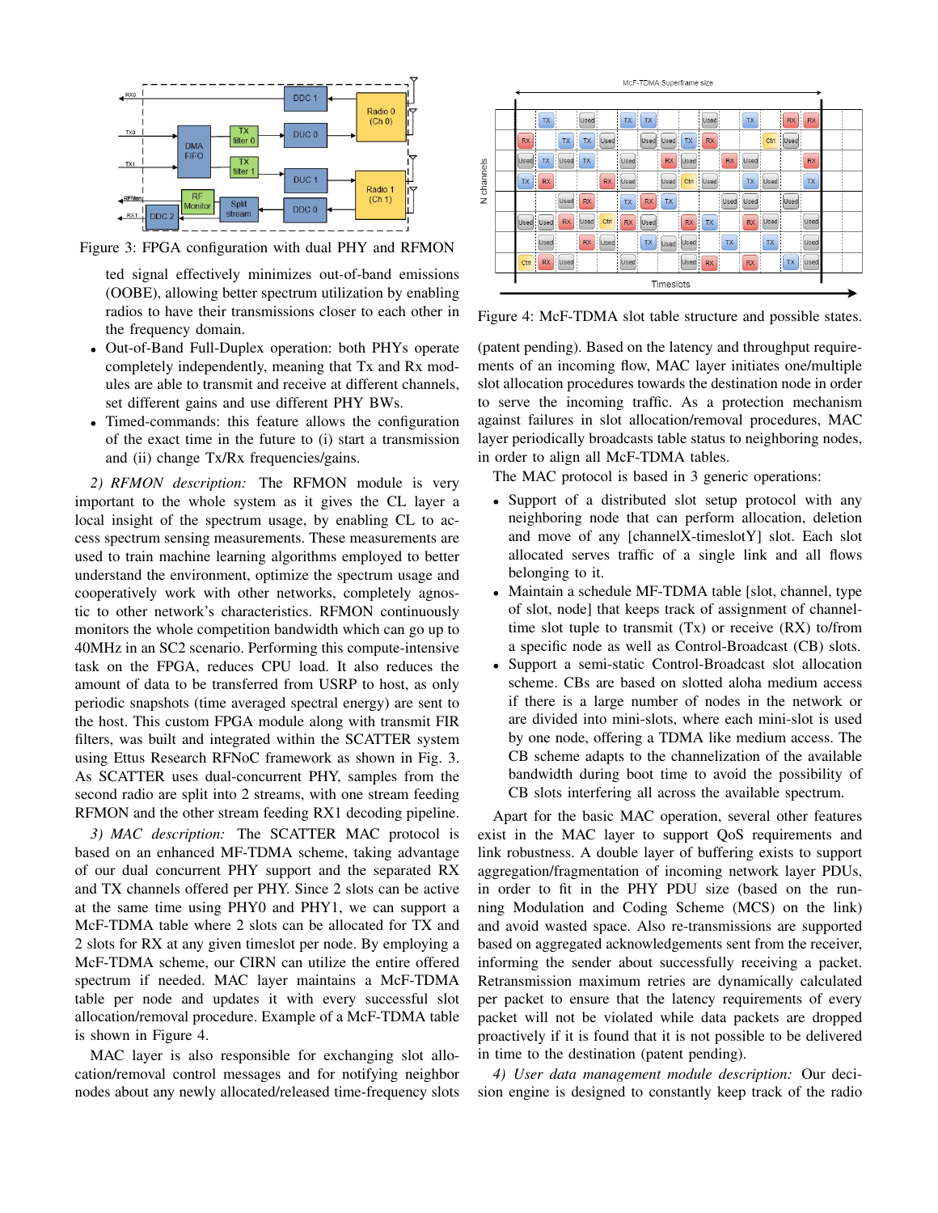Figure 3: FPGA configuration with dual PHY and RFMON

ted signal effectively minimizes out-of-band emissions (OOBE), allowing better spectrum utilization by enabling radios to have their transmissions closer to each other in the frequency domain.

- Out-of-Band Full-Duplex operation: both PHYs operate completely independently, meaning that Tx and Rx modules are able to transmit and receive at different channels, set different gains and use different PHY BWs.
- Timed-commands: this feature allows the configuration of the exact time in the future to (i) start a transmission and (ii) change Tx/Rx frequencies/gains.

*2) RFMON description:* The RFMON module is very important to the whole system as it gives the CL layer a local insight of the spectrum usage, by enabling CL to access spectrum sensing measurements. These measurements are used to train machine learning algorithms employed to better understand the environment, optimize the spectrum usage and cooperatively work with other networks, completely agnostic to other network's characteristics. RFMON continuously monitors the whole competition bandwidth which can go up to 40MHz in an SC2 scenario. Performing this compute-intensive task on the FPGA, reduces CPU load. It also reduces the amount of data to be transferred from USRP to host, as only periodic snapshots (time averaged spectral energy) are sent to the host. This custom FPGA module along with transmit FIR filters, was built and integrated within the SCATTER system using Ettus Research RFNoC framework as shown in Fig. 3. As SCATTER uses dual-concurrent PHY, samples from the second radio are split into 2 streams, with one stream feeding RFMON and the other stream feeding RX1 decoding pipeline.

*3) MAC description:* The SCATTER MAC protocol is based on an enhanced MF-TDMA scheme, taking advantage of our dual concurrent PHY support and the separated RX and TX channels offered per PHY. Since 2 slots can be active at the same time using PHY0 and PHY1, we can support a McF-TDMA table where 2 slots can be allocated for TX and 2 slots for RX at any given timeslot per node. By employing a McF-TDMA scheme, our CIRN can utilize the entire offered spectrum if needed. MAC layer maintains a McF-TDMA table per node and updates it with every successful slot allocation/removal procedure. Example of a McF-TDMA table is shown in Figure 4.

MAC layer is also responsible for exchanging slot allocation/removal control messages and for notifying neighbor nodes about any newly allocated/released time-frequency slots

Figure 4: McF-TDMA slot table structure and possible states.

(patent pending). Based on the latency and throughput requirements of an incoming flow, MAC layer initiates one/multiple slot allocation procedures towards the destination node in order to serve the incoming traffic. As a protection mechanism against failures in slot allocation/removal procedures, MAC layer periodically broadcasts table status to neighboring nodes, in order to align all McF-TDMA tables.

The MAC protocol is based in 3 generic operations:

- Support of a distributed slot setup protocol with any neighboring node that can perform allocation, deletion and move of any [channelX-timeslotY] slot. Each slot allocated serves traffic of a single link and all flows belonging to it.
- Maintain a schedule MF-TDMA table [slot, channel, type of slot, node] that keeps track of assignment of channel-time slot tuple to transmit (Tx) or receive (RX) to/from a specific node as well as Control-Broadcast (CB) slots.
- Support a semi-static Control-Broadcast slot allocation scheme. CBs are based on slotted aloha medium access if there is a large number of nodes in the network or are divided into mini-slots, where each mini-slot is used by one node, offering a TDMA like medium access. The CB scheme adapts to the channelization of the available bandwidth during boot time to avoid the possibility of CB slots interfering all across the available spectrum.

Apart for the basic MAC operation, several other features exist in the MAC layer to support QoS requirements and link robustness. A double layer of buffering exists to support aggregation/fragmentation of incoming network layer PDUs, in order to fit in the PHY PDU size (based on the running Modulation and Coding Scheme (MCS) on the link) and avoid wasted space. Also re-transmissions are supported based on aggregated acknowledgements sent from the receiver, informing the sender about successfully receiving a packet. Retransmission maximum retries are dynamically calculated per packet to ensure that the latency requirements of every packet will not be violated while data packets are dropped proactively if it is found that it is not possible to be delivered in time to the destination (patent pending).

*4) User data management module description:* Our decision engine is designed to constantly keep track of the radio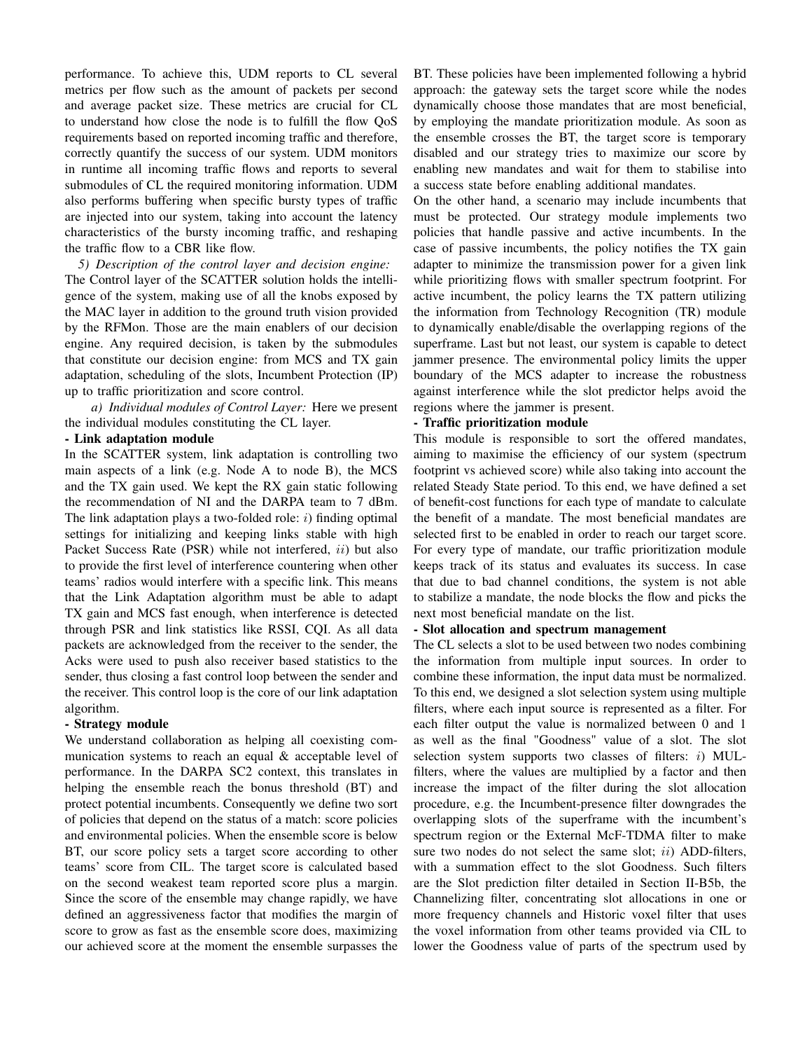performance. To achieve this, UDM reports to CL several metrics per flow such as the amount of packets per second and average packet size. These metrics are crucial for CL to understand how close the node is to fulfill the flow QoS requirements based on reported incoming traffic and therefore, correctly quantify the success of our system. UDM monitors in runtime all incoming traffic flows and reports to several submodules of CL the required monitoring information. UDM also performs buffering when specific bursty types of traffic are injected into our system, taking into account the latency characteristics of the bursty incoming traffic, and reshaping the traffic flow to a CBR like flow.

*5) Description of the control layer and decision engine:* The Control layer of the SCATTER system holds the intelligence of the system, making use of all the knobs exposed by the MAC layer in addition to the ground truth vision provided by the RFMon. Those are the main enablers of our decision engine. Any required decision, is taken by the submodules that constitute our decision engine: from MCS and TX gain adaptation, scheduling of the slots, Incumbent Protection (IP) up to traffic prioritization and score control.

*a) Individual modules of Control Layer:* Here we present the individual modules constituting the CL layer.

**- Link adaptation module**

In the SCATTER system, link adaptation is controlling two main aspects of a link (e.g. Node A to node B), the MCS and the TX gain used. We kept the RX gain static following the recommendation of NI and the DARPA team to 7 dBm. The link adaptation plays a two-folded role: $i$) finding optimal settings for initializing and keeping links stable with high Packet Success Rate (PSR) while not interfered, $ii$) but also to provide the first level of interference countering when other teams' radios would interfere with a specific link. This means that the Link Adaptation algorithm must be able to adapt TX gain and MCS fast enough, when interference is detected through PSR and link statistics like RSSI, CQI. As all data packets are acknowledged from the receiver to the sender, the Acks were used to push also receiver based statistics to the sender, thus closing a fast control loop between the sender and the receiver. This control loop is the core of our link adaptation algorithm.

**- Strategy module**

We understand collaboration as helping all coexisting communication systems to reach an equal & acceptable level of performance. In the DARPA SC2 this translates in helping the ensemble reach the bonus threshold (BT) and protect potential incumbents. Consequently we define two sort of policies that depend on the status of a match: score policies and environmental policies. When the ensemble score is below BT, our score policy sets a target score according to other teams' score from CIL. The target score is calculated based on the second weakest team reported score plus a margin. Since the score of the ensemble may change rapidly, we have defined an aggressiveness factor that modifies the margin of score to grow as fast as the ensemble score does, maximizing our achieved score at the moment the ensemble surpasses the BT. These policies have been implemented following a hybrid approach: the gateway sets the target score while the nodes dynamically choose those mandates that are most beneficial, by employing the mandate prioritization module. As soon as the ensemble crosses the BT, the target score is temporary disabled and our strategy tries to maximize our score by enabling new mandates and wait for them to stabilise into a success state before enabling additional mandates.

On the other hand, a scenario may include incumbents that must be protected. Our strategy module implements two policies that handle passive and active incumbents. In the case of passive incumbents, the policy notifies the TX gain adapter to minimize the transmission power for a given link while prioritizing flows with smaller spectrum footprint. For active incumbent, the policy learns the TX pattern utilizing the information from Technology Recognition (TR) module to dynamically enable/disable the overlapping regions of the superframe. Last but not least, our system is capable to detect jammer presence. The environmental policy limits the upper boundary of the MCS adapter to increase the robustness against interference while the slot predictor helps avoid the regions where the jammer is present.

**- Traffic prioritization module**

This module is responsible to sort the offered mandates, aiming to maximise the efficiency of our system (spectrum footprint vs achieved score) while also taking into account the related Steady State period. To this end, we have defined a set of benefit-cost functions for each type of mandate to calculate the benefit of a mandate. The most beneficial mandates are selected first to be enabled in order to reach our target score. For every type of mandate, our traffic prioritization module keeps track of its status and evaluates its success. In case that due to bad channel conditions, the system is not able to stabilize a mandate, the node blocks the flow and picks the next most beneficial mandate on the list.

**- Slot allocation and spectrum management**

The CL selects a slot to be used between two nodes combining the information from multiple input sources. In order to combine these information, the input data must be normalized. To this end, we designed a slot selection system using multiple filters, where each input source is represented as a filter. For each filter output the value is normalized between 0 and 1 as well as the final "Goodness" value of a slot. The slot selection system supports two classes of filters: $i$) MUL-filters, where the values are multiplied by a factor and then increase the impact of the filter during the slot allocation procedure, e.g. the Incumbent-presence filter downgrades the overlapping slots of the superframe with the incumbent's spectrum region or the External McF-TDMA filter to make sure two nodes do not select the same slot; $ii$) ADD-filters, with a summation effect to the slot Goodness. Such filters are the Slot prediction filter detailed in Section II-B5b, the Channelizing filter, concentrating slot allocations in one or more frequency channels and Historic voxel filter that uses the voxel information from other teams provided via CIL to lower the Goodness value of parts of the spectrum used by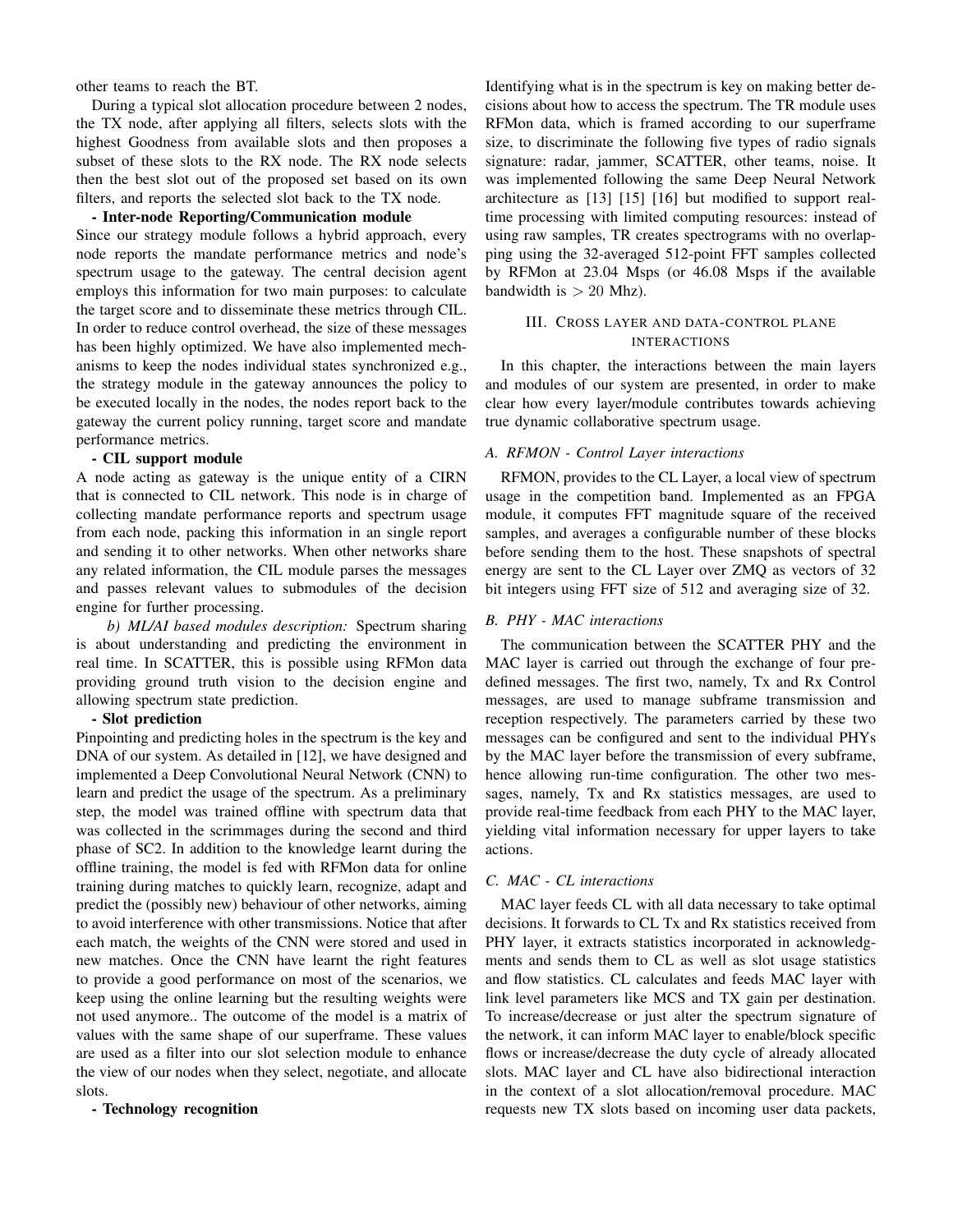other teams to reach the BT.

During a typical slot allocation procedure between 2 nodes, the TX node, after applying all filters, selects slots with the highest Goodness from available slots and then proposes a subset of these slots to the RX node. The RX node selects then the best slot out of the proposed set based on its own filters, and reports the selected slot back to the TX node.

**- Inter-node Reporting/Communication module**

Since our strategy module follows a hybrid approach, every node reports the mandate performance metrics and node's spectrum usage to the gateway. The central decision agent employs this information for two main purposes: to calculate the target score and to disseminate these metrics through CIL. In order to reduce control overhead, the size of these messages has been highly optimized. We have also implemented mechanisms to keep the nodes individual states synchronized e.g., the strategy module in the gateway announces the policy to be executed locally in the nodes, the nodes report back to the gateway the current policy running, target score and mandate performance metrics.

**- CIL support module**

A node acting as gateway is the unique entity of a CIRN that is connected to CIL network. This node is in charge of collecting mandate performance reports and spectrum usage from each node, packing this information in an single report and sending it to other networks. When other networks share any related information, the CIL module parses the messages and passes relevant values to submodules of the decision engine for further processing.

*b) ML/AI based modules description:* Spectrum sharing is about understanding and predicting the environment in real time. In SCATTER, this is possible using RFMon data providing ground truth vision to the decision engine and allowing spectrum state prediction.

**- Slot prediction**

Pinpointing and predicting holes in the spectrum is the key and DNA of our system. As detailed in [12], we have designed and implemented a Deep Convolutional Neural Network (CNN) to learn and predict the usage of the spectrum. As a preliminary step, the model was trained offline with spectrum data that was collected in the scrimmages during the second and third phase of SC2. In addition to the knowledge learnt during the offline training, the model is fed with RFMon data for online training during matches to quickly learn, recognize, adapt and predict the (possibly new) behaviour of other networks, aiming to avoid interference with other transmissions. Notice that after each match, the weights of the CNN were stored and used in new matches. Once the CNN have learnt the right features to provide a good performance on most of the scenarios, we keep using the online learning but the resulting weights were not used anymore.. The outcome of the model is a matrix of values with the same shape of our superframe. These values are used as a filter into our slot selection module to enhance the view of our nodes when they select, negotiate, and allocate slots.

**- Technology recognition**

Identifying what is in the spectrum is key on making better decisions about how to access the spectrum. The TR module uses RFMon data, which is framed according to our superframe size, to discriminate the following five types of radio signals signature: radar, jammer, SCATTER, other teams, noise. It was implemented following the same Deep Neural Network architecture as [13] [15] [16] but modified to support real-time processing with limited computing resources: instead of using raw samples, TR creates spectrograms with no overlapping using the 32-averaged 512-point FFT samples collected by RFMon at 23.04 Msps (or 46.08 Msps if the available bandwidth is $> 20$ Mhz).

## III. Cross layer and data-control plane interactions

In this chapter, the interactions between the main layers and modules of our system are presented, in order to make clear how every layer/module contributes towards achieving true dynamic collaborative spectrum usage.

### A. RFMON - Control Layer interactions

RFMON, provides to the CL Layer, a local view of spectrum usage in the competition band. Implemented as an FPGA module, it computes FFT magnitude square of the received samples, and averages a configurable number of these blocks before sending them to the host. These snapshots of spectral energy are sent to the CL Layer over ZMQ as vectors of 32 bit integers using FFT size of 512 and averaging size of 32.

### B. PHY - MAC interactions

The communication between the SCATTER PHY and the MAC layer is carried out through the exchange of four pre-defined messages. The first two, namely, Tx and Rx Control messages, are used to manage subframe transmission and reception respectively. The parameters carried by these two messages can be configured and sent to the individual PHYs by the MAC layer before the transmission of every subframe, hence allowing run-time configuration. The other two messages, namely, Tx and Rx statistics messages, are used to provide real-time feedback from each PHY to the MAC layer, yielding vital information necessary for upper layers to take actions.

### C. MAC - CL interactions

MAC layer feeds CL with all data necessary to take optimal decisions. It forwards to CL Tx and Rx statistics received from PHY layer, it extracts statistics incorporated in acknowledgments and sends them to CL as well as slot usage statistics and flow statistics. CL calculates and feeds MAC layer with link level parameters like MCS and TX gain per destination. To increase/decrease or just alter the spectrum signature of the network, it can inform MAC layer to enable/block specific flows or increase/decrease the duty cycle of already allocated slots. MAC layer and CL have also bidirectional interaction in the context of a slot allocation/removal procedure. MAC requests new TX slots based on incoming user data packets,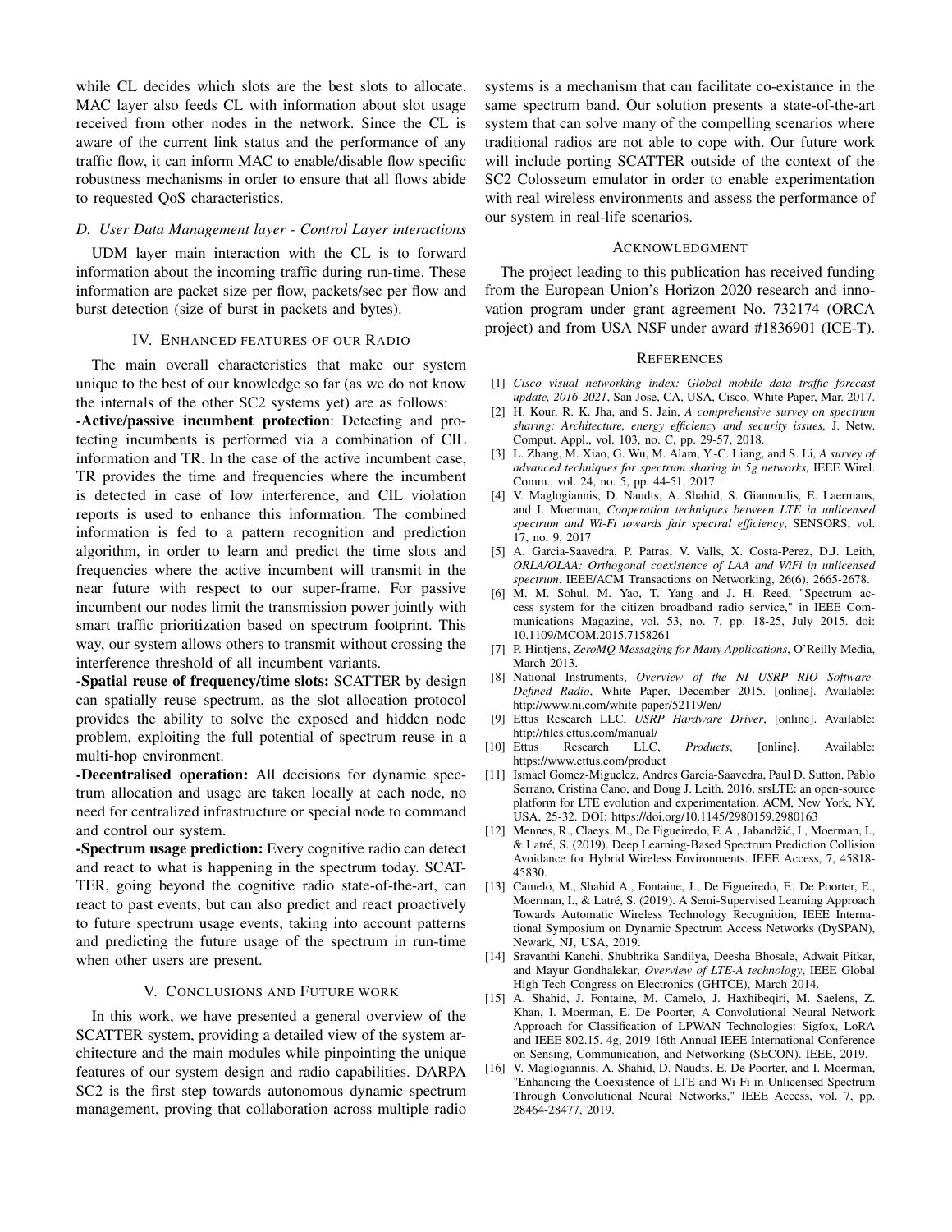while CL decides which slots are the best slots to allocate. MAC layer also feeds CL with information about slot usage received from other nodes in the network. Since the CL is aware of the current link status and the performance of any traffic flow, it can inform MAC to enable/disable flow specific robustness mechanisms in order to ensure that all flows abide to requested QoS characteristics.

### *D. User Data Management layer - Control Layer interactions*

UDM layer main interaction with the CL is to forward information about the incoming traffic during run-time. These information are packet size per flow, packets/sec per flow and burst detection (size of burst in packets and bytes).

## IV. Enhanced features of our Radio

The main overall characteristics that make our system unique to the best of our knowledge so far (as we do not know the internals of the other SC2 systems yet) are as follows:

**-Active/passive incumbent protection**: Detecting and protecting incumbents is performed via a combination of CIL information and TR. In the case of the active incumbent case, TR provides the time and frequencies where the incumbent is detected in case of low interference, and CIL violation reports is used to enhance this information. The combined information is fed to a pattern recognition and prediction algorithm, in order to learn and predict the time slots and frequencies where the active incumbent will transmit in the near future with respect to our super-frame. For passive incumbent our nodes limit the transmission power jointly with smart traffic prioritization based on spectrum footprint. This way, our system allows others to transmit without crossing the interference threshold of all incumbent variants.

**-Spatial reuse of frequency/time slots:** SCATTER by design can spatially reuse spectrum, as the slot allocation protocol provides the ability to solve the exposed and hidden node problem, exploiting the full potential of spectrum reuse in a multi-hop environment.

**-Decentralised operation:** All decisions for dynamic spectrum allocation and usage are taken locally at each node, no need for centralized infrastructure or special node to command and control our system.

**-Spectrum usage prediction:** Every cognitive radio can detect and react to what is happening in the spectrum today. SCATTER, going beyond the cognitive radio state-of-the-art, can react to past events, but can also predict and react proactively to future spectrum usage events, taking into account patterns and predicting the future usage of the spectrum in run-time when other users are present.

## V. Conclusions and Future work

In this work, we have presented a general overview of the SCATTER system, providing a detailed view of the system architecture and the main modules while pinpointing the unique features of our system design and radio capabilities. DARPA SC2 is the first step towards autonomous dynamic spectrum management, proving that collaboration across multiple radio systems is a mechanism that can facilitate co-existance in the same spectrum band. Our solution presents a state-of-the-art system that can solve many of the compelling scenarios where traditional radios are not able to cope with. Our future work will include porting SCATTER outside of the context of the SC2 Colosseum emulator in order to enable experimentation with real wireless environments and assess the performance of our system in real-life scenarios.

## Acknowledgment

The project leading to this publication has received funding from the European Union's Horizon 2020 research and innovation program under grant agreement No. 732174 (ORCA project) and from USA NSF under award #1836901 (ICE-T).

## References

[1] *Cisco visual networking index: Global mobile data traffic forecast update, 2016-2021*, San Jose, CA, USA, Cisco, White Paper, Mar. 2017.

[2] H. Kour, R. K. Jha, and S. Jain, *A comprehensive survey on spectrum sharing: Architecture, energy efficiency and security issues,* J. Netw. Comput. Appl., vol. 103, no. C, pp. 29-57, 2018.

[3] L. Zhang, M. Xiao, G. Wu, M. Alam, Y.-C. Liang, and S. Li, *A survey of advanced techniques for spectrum sharing in 5g networks,* IEEE Wirel. Comm., vol. 24, no. 5, pp. 44-51, 2017.

[4] V. Maglogiannis, D. Naudts, A. Shahid, S. Giannoulis, E. Laermans, and I. Moerman, *Cooperation techniques between LTE in unlicensed spectrum and Wi-Fi towards fair spectral efficiency*, SENSORS, vol. 17, no. 9, 2017

[5] A. Garcia-Saavedra, P. Patras, V. Valls, X. Costa-Perez, D.J. Leith, *ORLA/OLAA: Orthogonal coexistence of LAA and WiFi in unlicensed spectrum*. IEEE/ACM Transactions on Networking, 26(6), 2665-2678.

[6] M. M. Sohul, M. Yao, T. Yang and J. H. Reed, "Spectrum access system for the citizen broadband radio service," in IEEE Communications Magazine, vol. 53, no. 7, pp. 18-25, July 2015. doi: 10.1109/MCOM.2015.7158261

[7] P. Hintjens, *ZeroMQ Messaging for Many Applications*, O'Reilly Media, March 2013.

[8] National Instruments, *Overview of the NI USRP RIO Software-Defined Radio*, White Paper, December 2015. [online]. Available: http://www.ni.com/white-paper/52119/en/

[9] Ettus Research LLC, *USRP Hardware Driver*, [online]. Available: http://files.ettus.com/manual/

[10] Ettus Research LLC, *Products*, [online]. Available: https://www.ettus.com/product

[11] Ismael Gomez-Miguelez, Andres Garcia-Saavedra, Paul D. Sutton, Pablo Serrano, Cristina Cano, and Doug J. Leith. 2016. srsLTE: an open-source platform for LTE evolution and experimentation. ACM, New York, NY, USA, 25-32. DOI: https://doi.org/10.1145/2980159.2980163

[12] Mennes, R., Claeys, M., De Figueiredo, F. A., Jabandžić, I., Moerman, I., & Latré, S. (2019). Deep Learning-Based Spectrum Prediction Collision Avoidance for Hybrid Wireless Environments. IEEE Access, 7, 45818-45830.

[13] Camelo, M., Shahid A., Fontaine, J., De Figueiredo, F., De Poorter, E., Moerman, I., & Latré, S. (2019). A Semi-Supervised Learning Approach Towards Automatic Wireless Technology Recognition, IEEE International Symposium on Dynamic Spectrum Access Networks (DySPAN), Newark, NJ, USA, 2019.

[14] Sravanthi Kanchi, Shubhrika Sandilya, Deesha Bhosale, Adwait Pitkar, and Mayur Gondhalekar, *Overview of LTE-A technology*, IEEE Global High Tech Congress on Electronics (GHTCE), March 2014.

[15] A. Shahid, J. Fontaine, M. Camelo, J. Haxhibeqiri, M. Saelens, Z. Khan, I. Moerman, E. De Poorter, A Convolutional Neural Network Approach for Classification of LPWAN Technologies: Sigfox, LoRA and IEEE 802.15. 4g, 2019 16th Annual IEEE International Conference on Sensing, Communication, and Networking (SECON). IEEE, 2019.

[16] V. Maglogiannis, A. Shahid, D. Naudts, E. De Poorter, and I. Moerman, "Enhancing the Coexistence of LTE and Wi-Fi in Unlicensed Spectrum Through Convolutional Neural Networks," IEEE Access, vol. 7, pp. 28464-28477, 2019.